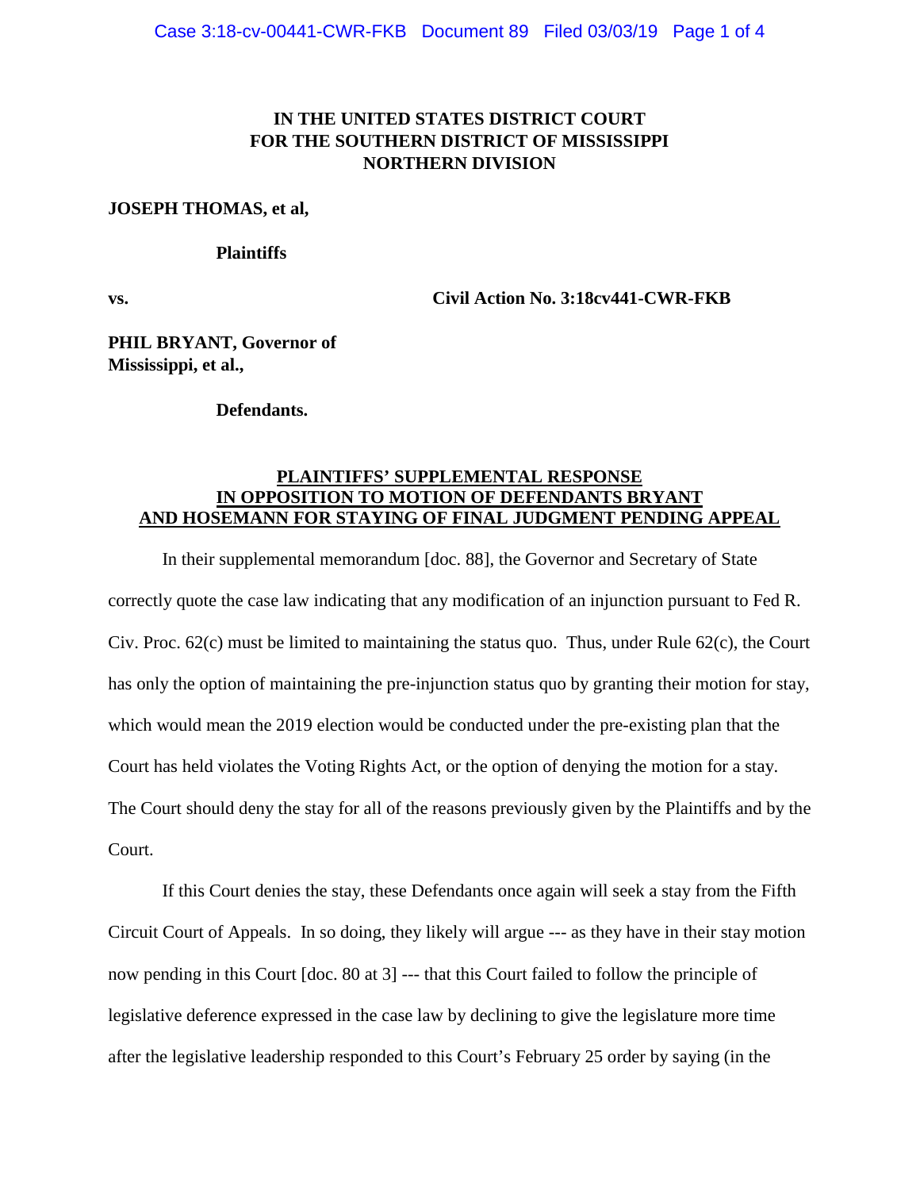**IN THE UNITED STATES DISTRICT COURT**
**FOR THE SOUTHERN DISTRICT OF MISSISSIPPI**
**NORTHERN DIVISION**

**JOSEPH THOMAS, et al,**

**Plaintiffs**

**vs.** **Civil Action No. 3:18cv441-CWR-FKB**

**PHIL BRYANT, Governor of Mississippi, et al.,**

**Defendants.**

**PLAINTIFFS' SUPPLEMENTAL RESPONSE IN OPPOSITION TO MOTION OF DEFENDANTS BRYANT AND HOSEMANN FOR STAYING OF FINAL JUDGMENT PENDING APPEAL**

In their supplemental memorandum [doc. 88], the Governor and Secretary of State correctly quote the case law indicating that any modification of an injunction pursuant to Fed R. Civ. Proc. 62(c) must be limited to maintaining the status quo. Thus, under Rule 62(c), the Court has only the option of maintaining the pre-injunction status quo by granting their motion for stay, which would mean the 2019 election would be conducted under the pre-existing plan that the Court has held violates the Voting Rights Act, or the option of denying the motion for a stay. The Court should deny the stay for all of the reasons previously given by the Plaintiffs and by the Court.

If this Court denies the stay, these Defendants once again will seek a stay from the Fifth Circuit Court of Appeals. In so doing, they likely will argue --- as they have in their stay motion now pending in this Court [doc. 80 at 3] --- that this Court failed to follow the principle of legislative deference expressed in the case law by declining to give the legislature more time after the legislative leadership responded to this Court's February 25 order by saying (in the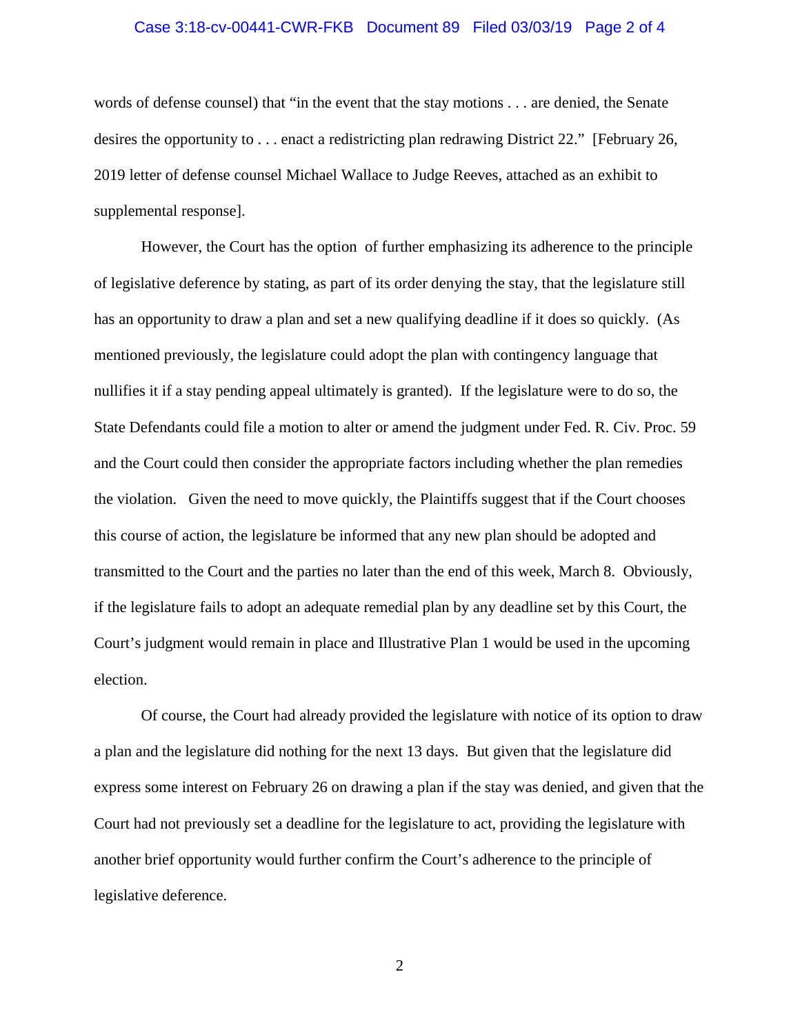words of defense counsel) that "in the event that the stay motions . . . are denied, the Senate desires the opportunity to . . . enact a redistricting plan redrawing District 22." [February 26, 2019 letter of defense counsel Michael Wallace to Judge Reeves, attached as an exhibit to supplemental response].

However, the Court has the option of further emphasizing its adherence to the principle of legislative deference by stating, as part of its order denying the stay, that the legislature still has an opportunity to draw a plan and set a new qualifying deadline if it does so quickly. (As mentioned previously, the legislature could adopt the plan with contingency language that nullifies it if a stay pending appeal ultimately is granted). If the legislature were to do so, the State Defendants could file a motion to alter or amend the judgment under Fed. R. Civ. Proc. 59 and the Court could then consider the appropriate factors including whether the plan remedies the violation. Given the need to move quickly, the Plaintiffs suggest that if the Court chooses this course of action, the legislature be informed that any new plan should be adopted and transmitted to the Court and the parties no later than the end of this week, March 8. Obviously, if the legislature fails to adopt an adequate remedial plan by any deadline set by this Court, the Court's judgment would remain in place and Illustrative Plan 1 would be used in the upcoming election.

Of course, the Court had already provided the legislature with notice of its option to draw a plan and the legislature did nothing for the next 13 days. But given that the legislature did express some interest on February 26 on drawing a plan if the stay was denied, and given that the Court had not previously set a deadline for the legislature to act, providing the legislature with another brief opportunity would further confirm the Court's adherence to the principle of legislative deference.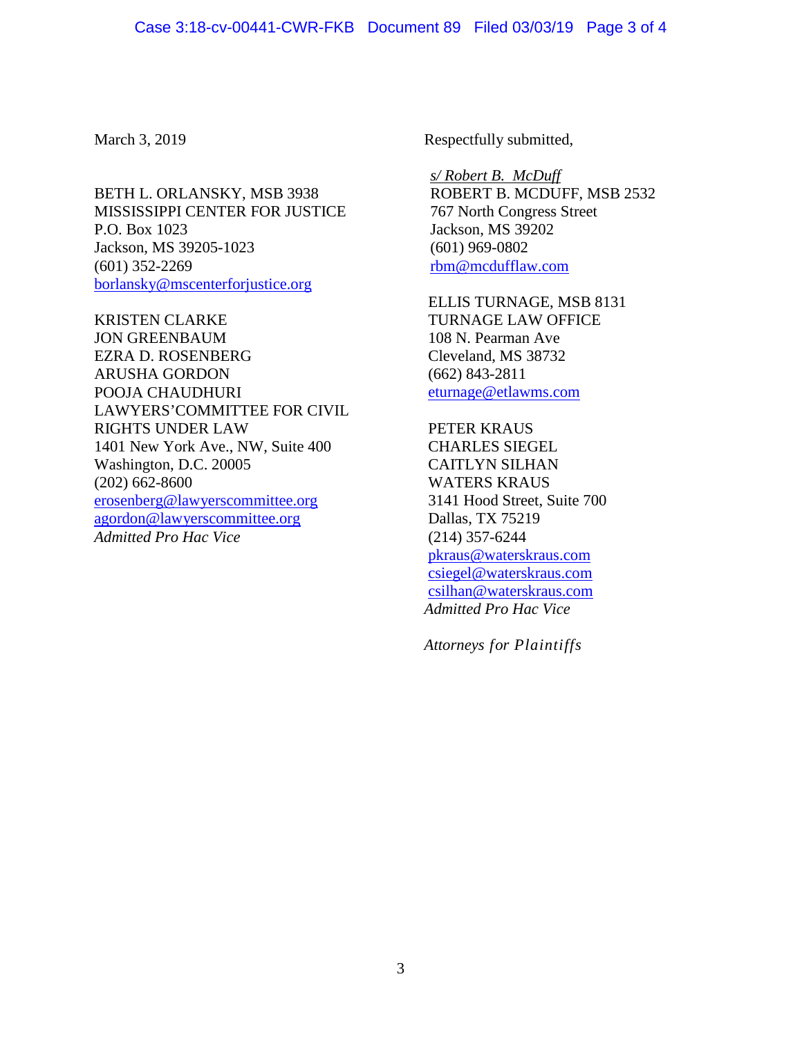March 3, 2019

Respectfully submitted,

*s/ Robert B. McDuff*
ROBERT B. MCDUFF, MSB 2532
767 North Congress Street
Jackson, MS 39202
(601) 969-0802
rbm@mcdufflaw.com

BETH L. ORLANSKY, MSB 3938
MISSISSIPPI CENTER FOR JUSTICE
P.O. Box 1023
Jackson, MS 39205-1023
(601) 352-2269
borlansky@mscenterforjustice.org

KRISTEN CLARKE
JON GREENBAUM
EZRA D. ROSENBERG
ARUSHA GORDON
POOJA CHAUDHURI
LAWYERS'COMMITTEE FOR CIVIL RIGHTS UNDER LAW
1401 New York Ave., NW, Suite 400
Washington, D.C. 20005
(202) 662-8600
erosenberg@lawyerscommittee.org
agordon@lawyerscommittee.org
*Admitted Pro Hac Vice*

ELLIS TURNAGE, MSB 8131
TURNAGE LAW OFFICE
108 N. Pearman Ave
Cleveland, MS 38732
(662) 843-2811
eturnage@etlawms.com

PETER KRAUS
CHARLES SIEGEL
CAITLYN SILHAN
WATERS KRAUS
3141 Hood Street, Suite 700
Dallas, TX 75219
(214) 357-6244
pkraus@waterskraus.com
csiegel@waterskraus.com
csilhan@waterskraus.com
*Admitted Pro Hac Vice*

*Attorneys for Plaintiffs*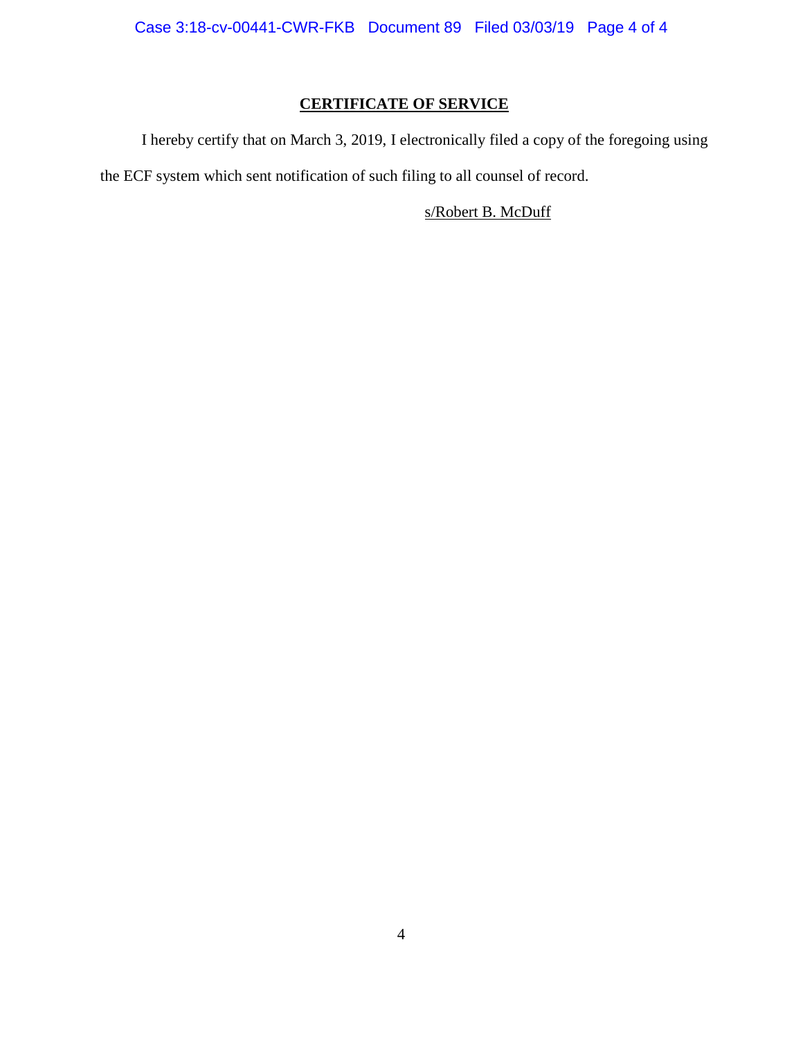## CERTIFICATE OF SERVICE

I hereby certify that on March 3, 2019, I electronically filed a copy of the foregoing using the ECF system which sent notification of such filing to all counsel of record.

s/Robert B. McDuff